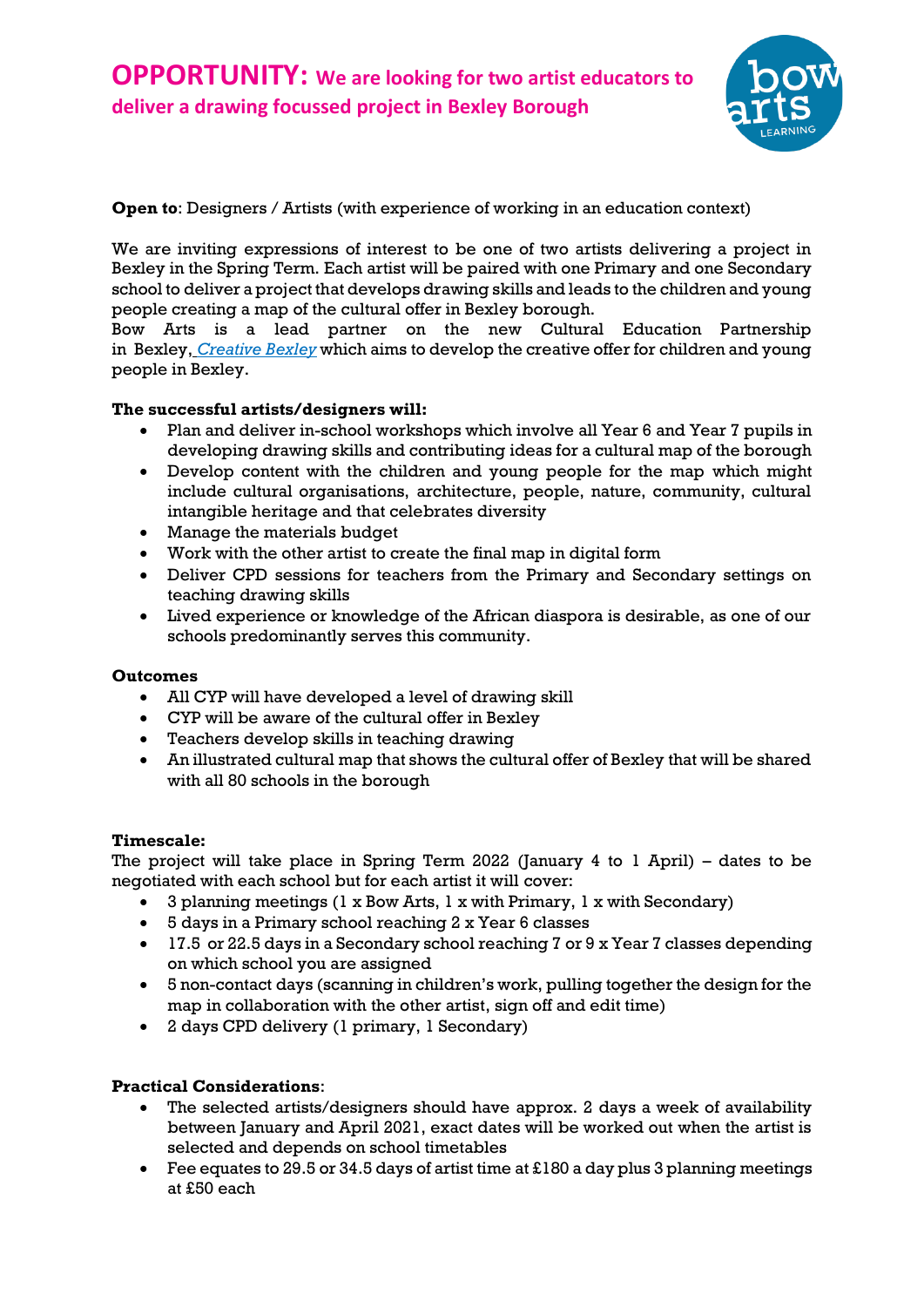# OPPORTUNITY: We are looking for two artist educators to deliver a drawing focussed project in Bexley Borough

**Open to**: Designers / Artists (with experience of working in an education context)

We are inviting expressions of interest to be one of two artists delivering a project in Bexley in the Spring Term. Each artist will be paired with one Primary and one Secondary school to deliver a project that develops drawing skills and leads to the children and young people creating a map of the cultural offer in Bexley borough.
Bow Arts is a lead partner on the new Cultural Education Partnership in Bexley, *Creative Bexley* which aims to develop the creative offer for children and young people in Bexley.

**The successful artists/designers will:**

- Plan and deliver in-school workshops which involve all Year 6 and Year 7 pupils in developing drawing skills and contributing ideas for a cultural map of the borough
- Develop content with the children and young people for the map which might include cultural organisations, architecture, people, nature, community, cultural intangible heritage and that celebrates diversity
- Manage the materials budget
- Work with the other artist to create the final map in digital form
- Deliver CPD sessions for teachers from the Primary and Secondary settings on teaching drawing skills
- Lived experience or knowledge of the African diaspora is desirable, as one of our schools predominantly serves this community.

**Outcomes**

- All CYP will have developed a level of drawing skill
- CYP will be aware of the cultural offer in Bexley
- Teachers develop skills in teaching drawing
- An illustrated cultural map that shows the cultural offer of Bexley that will be shared with all 80 schools in the borough

**Timescale:**
The project will take place in Spring Term 2022 (January 4 to 1 April) – dates to be negotiated with each school but for each artist it will cover:

- 3 planning meetings (1 x Bow Arts, 1 x with Primary, 1 x with Secondary)
- 5 days in a Primary school reaching 2 x Year 6 classes
- 17.5 or 22.5 days in a Secondary school reaching 7 or 9 x Year 7 classes depending on which school you are assigned
- 5 non-contact days (scanning in children's work, pulling together the design for the map in collaboration with the other artist, sign off and edit time)
- 2 days CPD delivery (1 primary, 1 Secondary)

**Practical Considerations**:

- The selected artists/designers should have approx. 2 days a week of availability between January and April 2021, exact dates will be worked out when the artist is selected and depends on school timetables
- Fee equates to 29.5 or 34.5 days of artist time at £180 a day plus 3 planning meetings at £50 each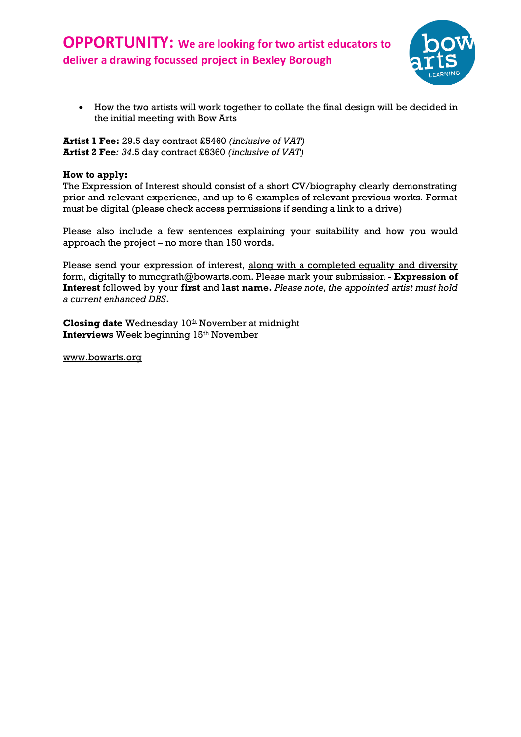# **OPPORTUNITY:** We are looking for two artist educators to deliver a drawing focussed project in Bexley Borough

- How the two artists will work together to collate the final design will be decided in the initial meeting with Bow Arts

**Artist 1 Fee:** 29.5 day contract £5460 *(inclusive of VAT)*
**Artist 2 Fee***: 34*.5 day contract £6360 *(inclusive of VAT)*

**How to apply:**
The Expression of Interest should consist of a short CV/biography clearly demonstrating prior and relevant experience, and up to 6 examples of relevant previous works. Format must be digital (please check access permissions if sending a link to a drive)

Please also include a few sentences explaining your suitability and how you would approach the project – no more than 150 words.

Please send your expression of interest, along with a completed equality and diversity form, digitally to mmcgrath@bowarts.com. Please mark your submission - **Expression of Interest** followed by your **first** and **last name.** *Please note, the appointed artist must hold a current enhanced DBS***.**

**Closing date** Wednesday 10th November at midnight
**Interviews** Week beginning 15th November

www.bowarts.org